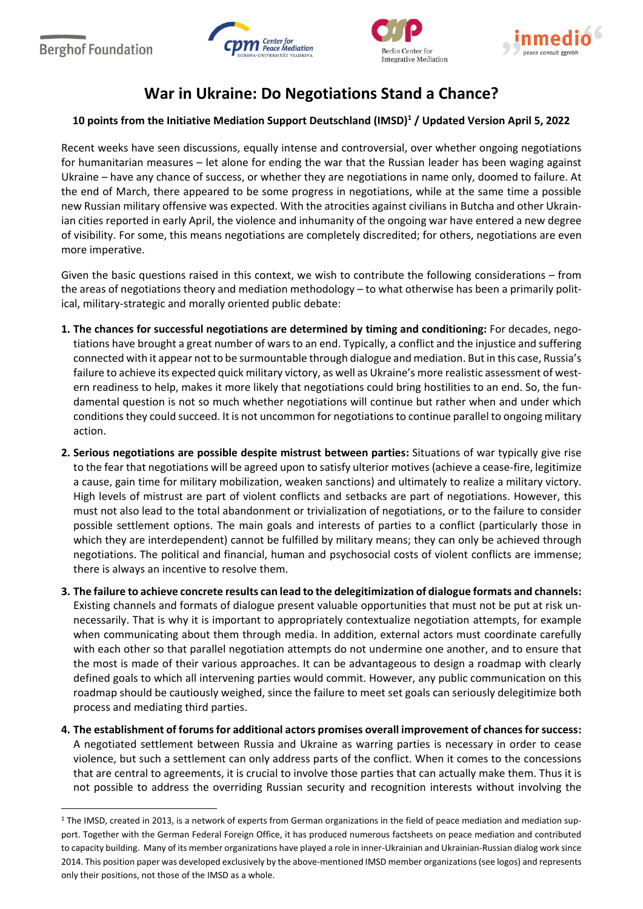Berghof Foundation | Center for Peace Mediation (Europa-Universität Viadrina) | Berlin Center for Integrative Mediation | inmedio peace consult ggmbh

# War in Ukraine: Do Negotiations Stand a Chance?

**10 points from the Initiative Mediation Support Deutschland (IMSD)[1] / Updated Version April 5, 2022**

Recent weeks have seen discussions, equally intense and controversial, over whether ongoing negotiations for humanitarian measures – let alone for ending the war that the Russian leader has been waging against Ukraine – have any chance of success, or whether they are negotiations in name only, doomed to failure. At the end of March, there appeared to be some progress in negotiations, while at the same time a possible new Russian military offensive was expected. With the atrocities against civilians in Butcha and other Ukrainian cities reported in early April, the violence and inhumanity of the ongoing war have entered a new degree of visibility. For some, this means negotiations are completely discredited; for others, negotiations are even more imperative.

Given the basic questions raised in this context, we wish to contribute the following considerations – from the areas of negotiations theory and mediation methodology – to what otherwise has been a primarily political, military-strategic and morally oriented public debate:

1. **The chances for successful negotiations are determined by timing and conditioning:** For decades, negotiations have brought a great number of wars to an end. Typically, a conflict and the injustice and suffering connected with it appear not to be surmountable through dialogue and mediation. But in this case, Russia's failure to achieve its expected quick military victory, as well as Ukraine's more realistic assessment of western readiness to help, makes it more likely that negotiations could bring hostilities to an end. So, the fundamental question is not so much whether negotiations will continue but rather when and under which conditions they could succeed. It is not uncommon for negotiations to continue parallel to ongoing military action.
2. **Serious negotiations are possible despite mistrust between parties:** Situations of war typically give rise to the fear that negotiations will be agreed upon to satisfy ulterior motives (achieve a cease-fire, legitimize a cause, gain time for military mobilization, weaken sanctions) and ultimately to realize a military victory. High levels of mistrust are part of violent conflicts and setbacks are part of negotiations. However, this must not also lead to the total abandonment or trivialization of negotiations, or to the failure to consider possible settlement options. The main goals and interests of parties to a conflict (particularly those in which they are interdependent) cannot be fulfilled by military means; they can only be achieved through negotiations. The political and financial, human and psychosocial costs of violent conflicts are immense; there is always an incentive to resolve them.
3. **The failure to achieve concrete results can lead to the delegitimization of dialogue formats and channels:** Existing channels and formats of dialogue present valuable opportunities that must not be put at risk unnecessarily. That is why it is important to appropriately contextualize negotiation attempts, for example when communicating about them through media. In addition, external actors must coordinate carefully with each other so that parallel negotiation attempts do not undermine one another, and to ensure that the most is made of their various approaches. It can be advantageous to design a roadmap with clearly defined goals to which all intervening parties would commit. However, any public communication on this roadmap should be cautiously weighed, since the failure to meet set goals can seriously delegitimize both process and mediating third parties.
4. **The establishment of forums for additional actors promises overall improvement of chances for success:** A negotiated settlement between Russia and Ukraine as warring parties is necessary in order to cease violence, but such a settlement can only address parts of the conflict. When it comes to the concessions that are central to agreements, it is crucial to involve those parties that can actually make them. Thus it is not possible to address the overriding Russian security and recognition interests without involving the

[1] The IMSD, created in 2013, is a network of experts from German organizations in the field of peace mediation and mediation support. Together with the German Federal Foreign Office, it has produced numerous factsheets on peace mediation and contributed to capacity building. Many of its member organizations have played a role in inner-Ukrainian and Ukrainian-Russian dialog work since 2014. This position paper was developed exclusively by the above-mentioned IMSD member organizations (see logos) and represents only their positions, not those of the IMSD as a whole.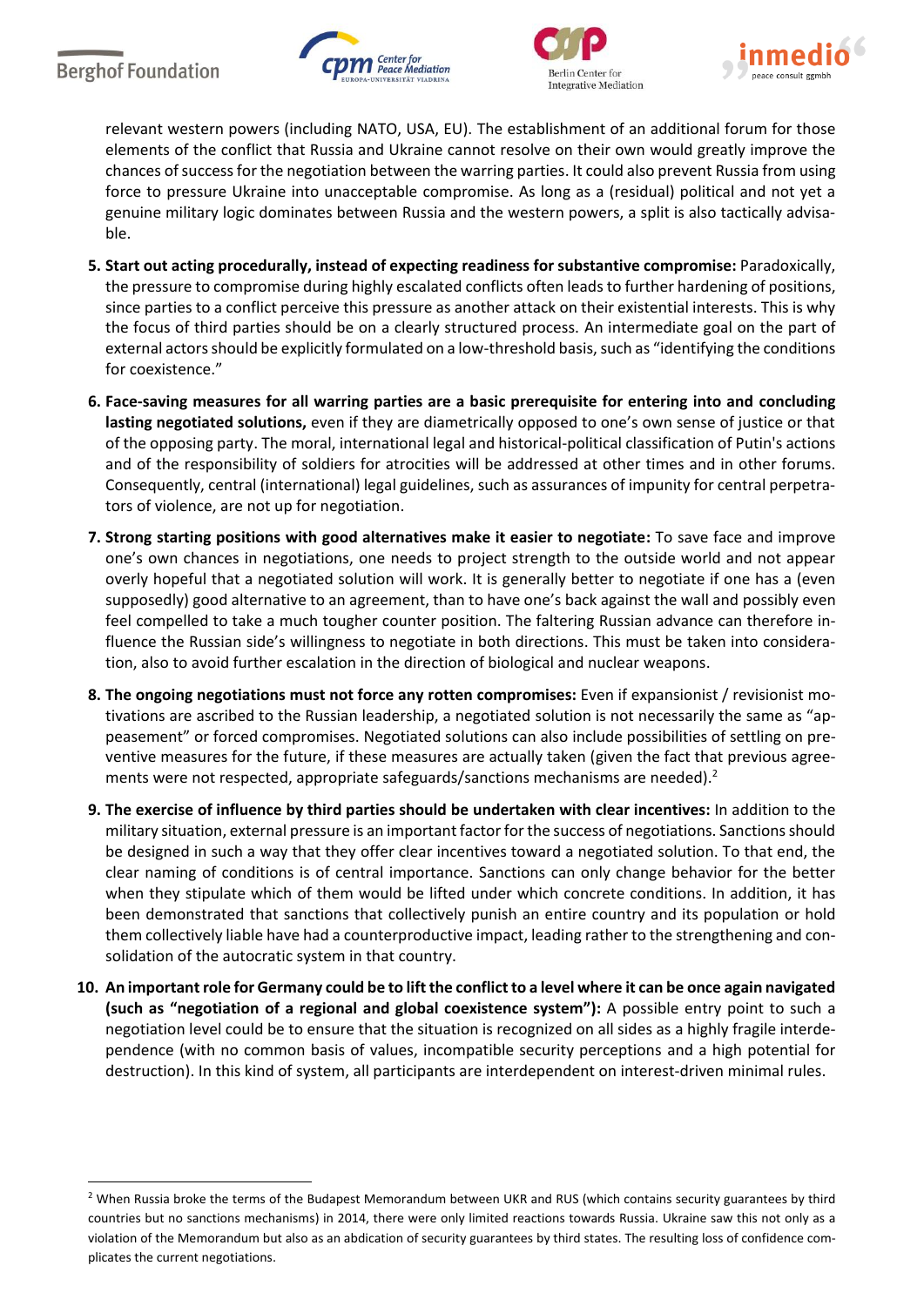relevant western powers (including NATO, USA, EU). The establishment of an additional forum for those elements of the conflict that Russia and Ukraine cannot resolve on their own would greatly improve the chances of success for the negotiation between the warring parties. It could also prevent Russia from using force to pressure Ukraine into unacceptable compromise. As long as a (residual) political and not yet a genuine military logic dominates between Russia and the western powers, a split is also tactically advisable.

5. **Start out acting procedurally, instead of expecting readiness for substantive compromise:** Paradoxically, the pressure to compromise during highly escalated conflicts often leads to further hardening of positions, since parties to a conflict perceive this pressure as another attack on their existential interests. This is why the focus of third parties should be on a clearly structured process. An intermediate goal on the part of external actors should be explicitly formulated on a low-threshold basis, such as "identifying the conditions for coexistence."

6. **Face-saving measures for all warring parties are a basic prerequisite for entering into and concluding lasting negotiated solutions,** even if they are diametrically opposed to one's own sense of justice or that of the opposing party. The moral, international legal and historical-political classification of Putin's actions and of the responsibility of soldiers for atrocities will be addressed at other times and in other forums. Consequently, central (international) legal guidelines, such as assurances of impunity for central perpetrators of violence, are not up for negotiation.

7. **Strong starting positions with good alternatives make it easier to negotiate:** To save face and improve one's own chances in negotiations, one needs to project strength to the outside world and not appear overly hopeful that a negotiated solution will work. It is generally better to negotiate if one has a (even supposedly) good alternative to an agreement, than to have one's back against the wall and possibly even feel compelled to take a much tougher counter position. The faltering Russian advance can therefore influence the Russian side's willingness to negotiate in both directions. This must be taken into consideration, also to avoid further escalation in the direction of biological and nuclear weapons.

8. **The ongoing negotiations must not force any rotten compromises:** Even if expansionist / revisionist motivations are ascribed to the Russian leadership, a negotiated solution is not necessarily the same as "appeasement" or forced compromises. Negotiated solutions can also include possibilities of settling on preventive measures for the future, if these measures are actually taken (given the fact that previous agreements were not respected, appropriate safeguards/sanctions mechanisms are needed).[2]

9. **The exercise of influence by third parties should be undertaken with clear incentives:** In addition to the military situation, external pressure is an important factor for the success of negotiations. Sanctions should be designed in such a way that they offer clear incentives toward a negotiated solution. To that end, the clear naming of conditions is of central importance. Sanctions can only change behavior for the better when they stipulate which of them would be lifted under which concrete conditions. In addition, it has been demonstrated that sanctions that collectively punish an entire country and its population or hold them collectively liable have had a counterproductive impact, leading rather to the strengthening and consolidation of the autocratic system in that country.

10. **An important role for Germany could be to lift the conflict to a level where it can be once again navigated (such as "negotiation of a regional and global coexistence system"):** A possible entry point to such a negotiation level could be to ensure that the situation is recognized on all sides as a highly fragile interdependence (with no common basis of values, incompatible security perceptions and a high potential for destruction). In this kind of system, all participants are interdependent on interest-driven minimal rules.

[2] When Russia broke the terms of the Budapest Memorandum between UKR and RUS (which contains security guarantees by third countries but no sanctions mechanisms) in 2014, there were only limited reactions towards Russia. Ukraine saw this not only as a violation of the Memorandum but also as an abdication of security guarantees by third states. The resulting loss of confidence complicates the current negotiations.